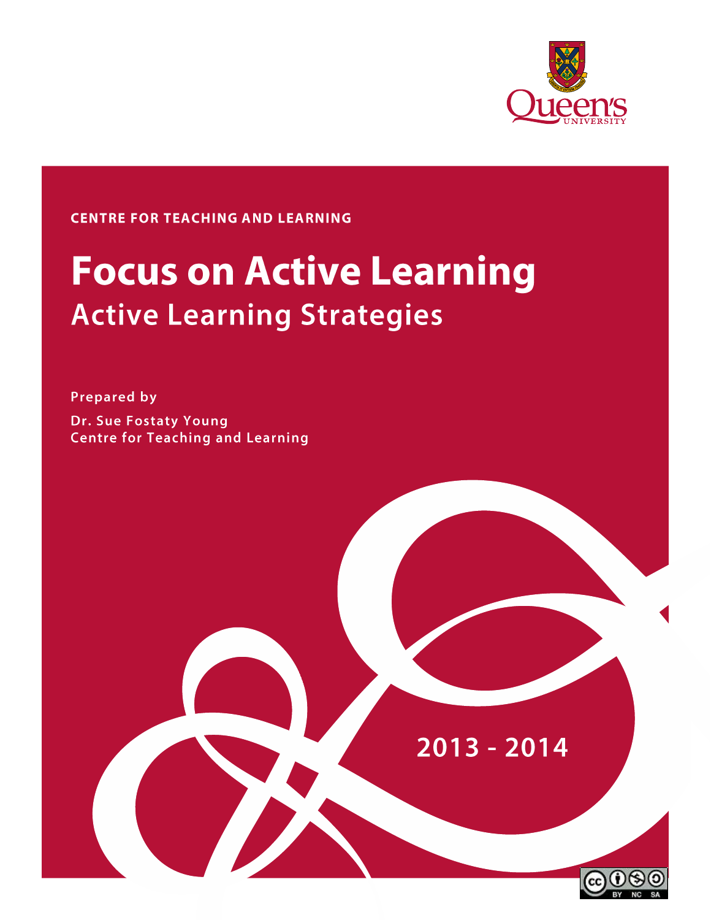Queen's University

CENTRE FOR TEACHING AND LEARNING

# Focus on Active Learning

## Active Learning Strategies

Prepared by

Dr. Sue Fostaty Young
Centre for Teaching and Learning

2013 - 2014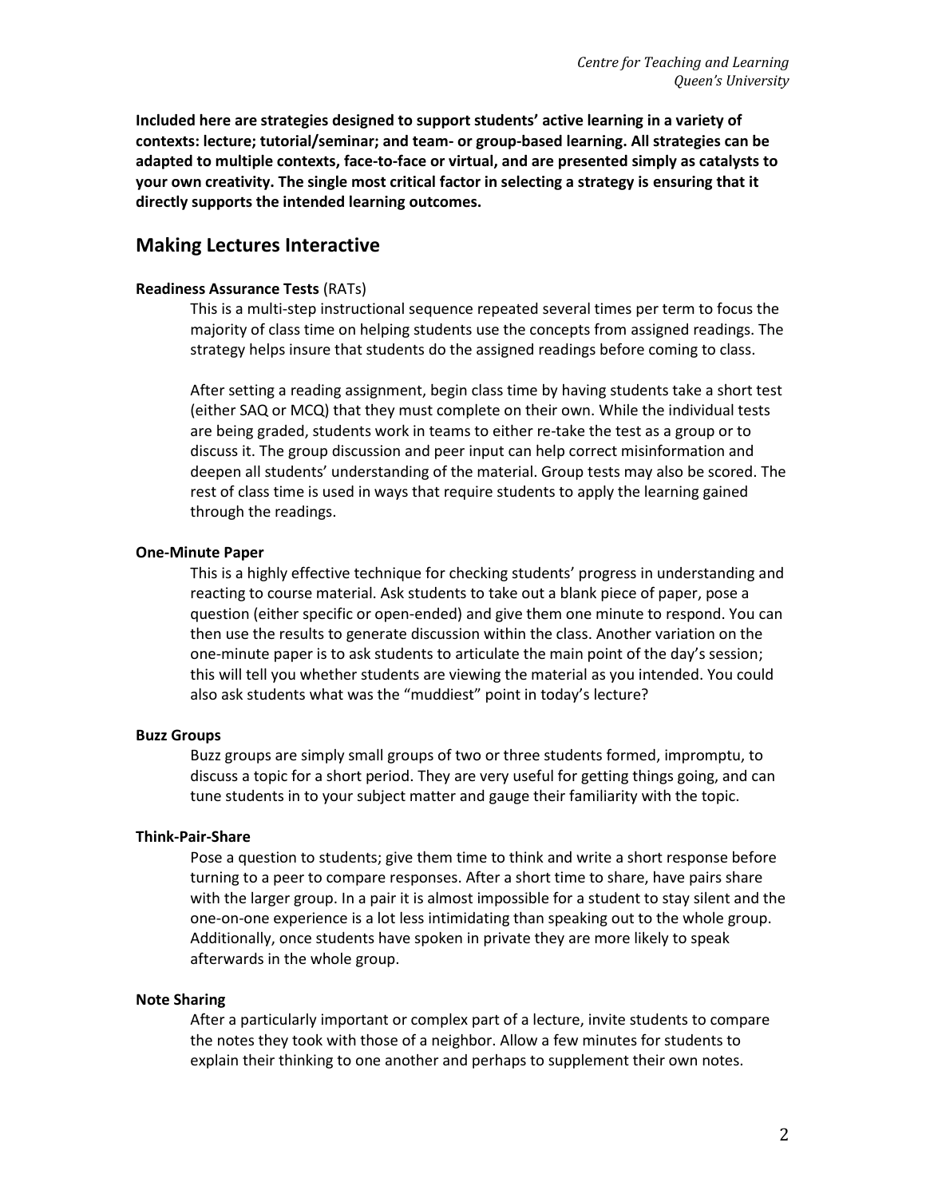**Included here are strategies designed to support students' active learning in a variety of contexts: lecture; tutorial/seminar; and team- or group-based learning. All strategies can be adapted to multiple contexts, face-to-face or virtual, and are presented simply as catalysts to your own creativity. The single most critical factor in selecting a strategy is ensuring that it directly supports the intended learning outcomes.**

## Making Lectures Interactive

**Readiness Assurance Tests** (RATs)

This is a multi-step instructional sequence repeated several times per term to focus the majority of class time on helping students use the concepts from assigned readings. The strategy helps insure that students do the assigned readings before coming to class.

After setting a reading assignment, begin class time by having students take a short test (either SAQ or MCQ) that they must complete on their own. While the individual tests are being graded, students work in teams to either re-take the test as a group or to discuss it. The group discussion and peer input can help correct misinformation and deepen all students' understanding of the material. Group tests may also be scored. The rest of class time is used in ways that require students to apply the learning gained through the readings.

**One-Minute Paper**

This is a highly effective technique for checking students' progress in understanding and reacting to course material. Ask students to take out a blank piece of paper, pose a question (either specific or open-ended) and give them one minute to respond. You can then use the results to generate discussion within the class. Another variation on the one-minute paper is to ask students to articulate the main point of the day's session; this will tell you whether students are viewing the material as you intended. You could also ask students what was the "muddiest" point in today's lecture?

**Buzz Groups**

Buzz groups are simply small groups of two or three students formed, impromptu, to discuss a topic for a short period. They are very useful for getting things going, and can tune students in to your subject matter and gauge their familiarity with the topic.

**Think-Pair-Share**

Pose a question to students; give them time to think and write a short response before turning to a peer to compare responses. After a short time to share, have pairs share with the larger group. In a pair it is almost impossible for a student to stay silent and the one-on-one experience is a lot less intimidating than speaking out to the whole group. Additionally, once students have spoken in private they are more likely to speak afterwards in the whole group.

**Note Sharing**

After a particularly important or complex part of a lecture, invite students to compare the notes they took with those of a neighbor. Allow a few minutes for students to explain their thinking to one another and perhaps to supplement their own notes.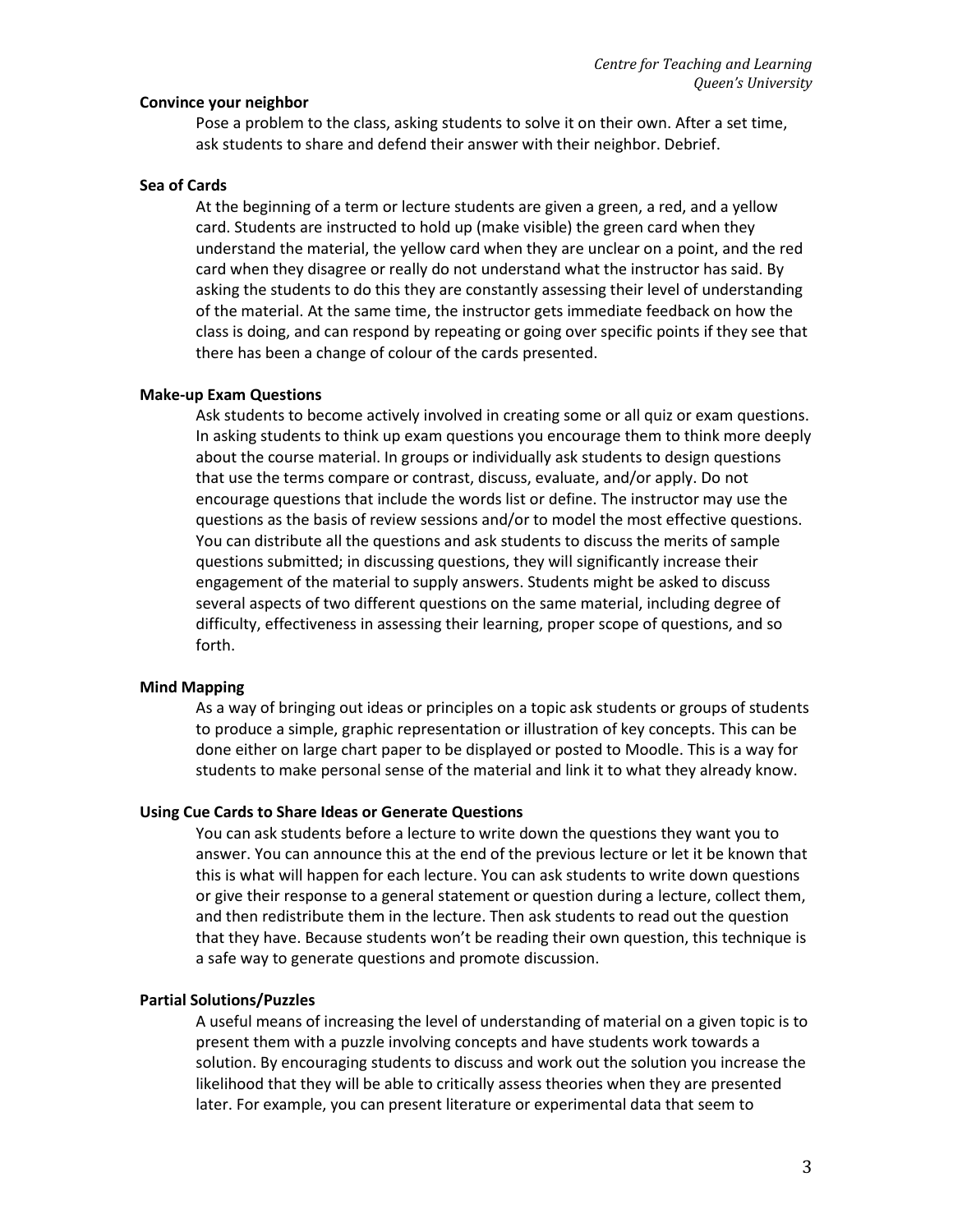**Convince your neighbor**

Pose a problem to the class, asking students to solve it on their own. After a set time, ask students to share and defend their answer with their neighbor. Debrief.

**Sea of Cards**

At the beginning of a term or lecture students are given a green, a red, and a yellow card. Students are instructed to hold up (make visible) the green card when they understand the material, the yellow card when they are unclear on a point, and the red card when they disagree or really do not understand what the instructor has said. By asking the students to do this they are constantly assessing their level of understanding of the material. At the same time, the instructor gets immediate feedback on how the class is doing, and can respond by repeating or going over specific points if they see that there has been a change of colour of the cards presented.

**Make-up Exam Questions**

Ask students to become actively involved in creating some or all quiz or exam questions. In asking students to think up exam questions you encourage them to think more deeply about the course material. In groups or individually ask students to design questions that use the terms compare or contrast, discuss, evaluate, and/or apply. Do not encourage questions that include the words list or define. The instructor may use the questions as the basis of review sessions and/or to model the most effective questions. You can distribute all the questions and ask students to discuss the merits of sample questions submitted; in discussing questions, they will significantly increase their engagement of the material to supply answers. Students might be asked to discuss several aspects of two different questions on the same material, including degree of difficulty, effectiveness in assessing their learning, proper scope of questions, and so forth.

**Mind Mapping**

As a way of bringing out ideas or principles on a topic ask students or groups of students to produce a simple, graphic representation or illustration of key concepts. This can be done either on large chart paper to be displayed or posted to Moodle. This is a way for students to make personal sense of the material and link it to what they already know.

**Using Cue Cards to Share Ideas or Generate Questions**

You can ask students before a lecture to write down the questions they want you to answer. You can announce this at the end of the previous lecture or let it be known that this is what will happen for each lecture. You can ask students to write down questions or give their response to a general statement or question during a lecture, collect them, and then redistribute them in the lecture. Then ask students to read out the question that they have. Because students won't be reading their own question, this technique is a safe way to generate questions and promote discussion.

**Partial Solutions/Puzzles**

A useful means of increasing the level of understanding of material on a given topic is to present them with a puzzle involving concepts and have students work towards a solution. By encouraging students to discuss and work out the solution you increase the likelihood that they will be able to critically assess theories when they are presented later. For example, you can present literature or experimental data that seem to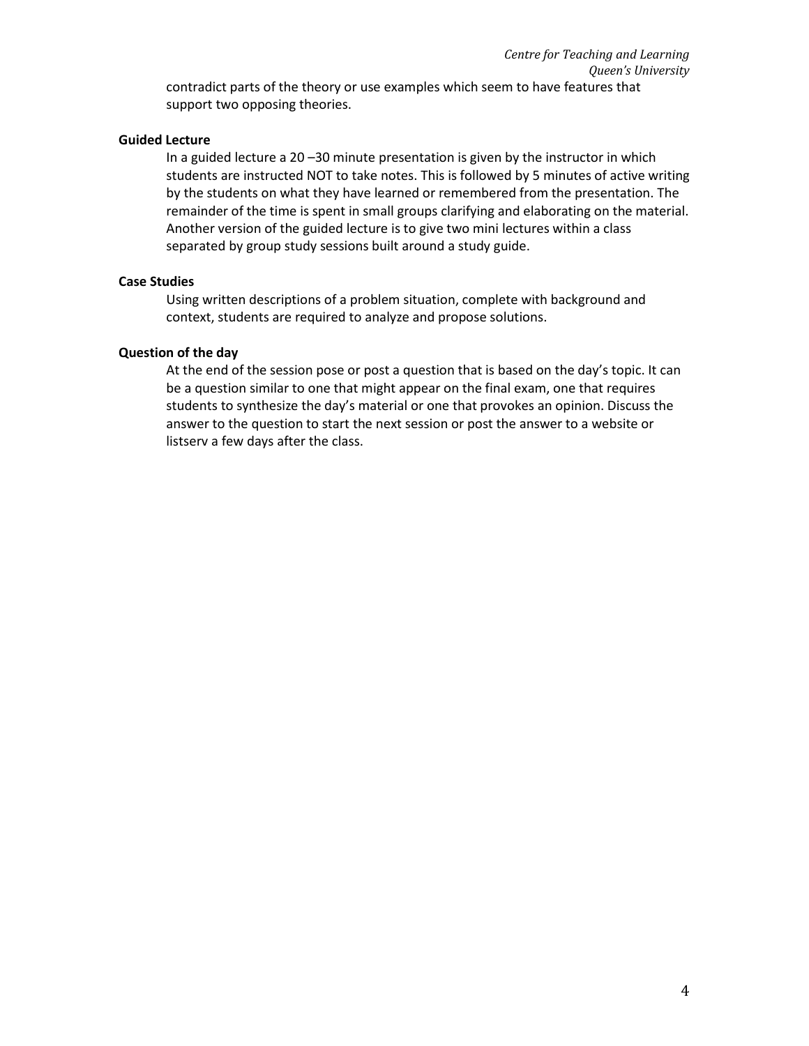contradict parts of the theory or use examples which seem to have features that support two opposing theories.

**Guided Lecture**

In a guided lecture a 20 –30 minute presentation is given by the instructor in which students are instructed NOT to take notes. This is followed by 5 minutes of active writing by the students on what they have learned or remembered from the presentation. The remainder of the time is spent in small groups clarifying and elaborating on the material. Another version of the guided lecture is to give two mini lectures within a class separated by group study sessions built around a study guide.

**Case Studies**

Using written descriptions of a problem situation, complete with background and context, students are required to analyze and propose solutions.

**Question of the day**

At the end of the session pose or post a question that is based on the day's topic. It can be a question similar to one that might appear on the final exam, one that requires students to synthesize the day's material or one that provokes an opinion. Discuss the answer to the question to start the next session or post the answer to a website or listserv a few days after the class.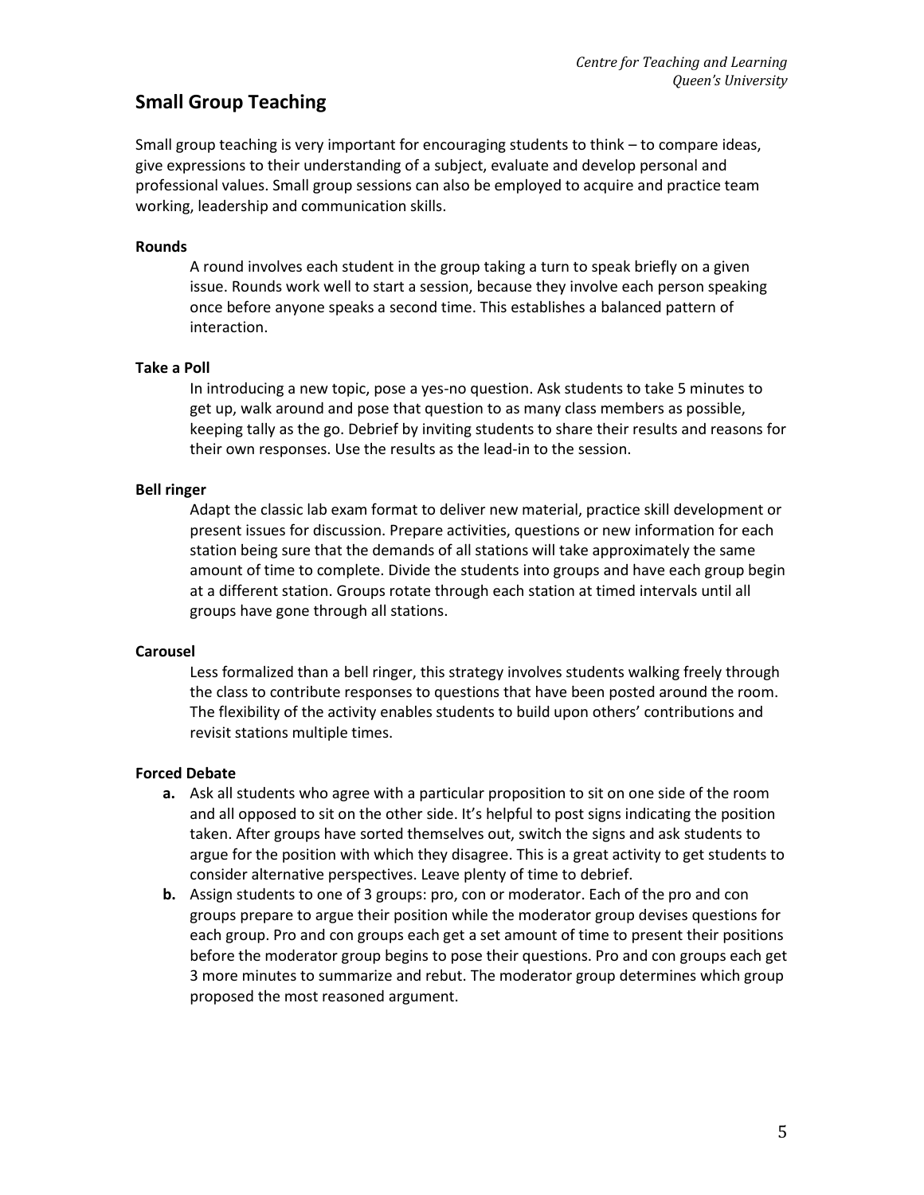## Small Group Teaching

Small group teaching is very important for encouraging students to think – to compare ideas, give expressions to their understanding of a subject, evaluate and develop personal and professional values. Small group sessions can also be employed to acquire and practice team working, leadership and communication skills.

**Rounds**

A round involves each student in the group taking a turn to speak briefly on a given issue. Rounds work well to start a session, because they involve each person speaking once before anyone speaks a second time. This establishes a balanced pattern of interaction.

**Take a Poll**

In introducing a new topic, pose a yes-no question. Ask students to take 5 minutes to get up, walk around and pose that question to as many class members as possible, keeping tally as the go. Debrief by inviting students to share their results and reasons for their own responses. Use the results as the lead-in to the session.

**Bell ringer**

Adapt the classic lab exam format to deliver new material, practice skill development or present issues for discussion. Prepare activities, questions or new information for each station being sure that the demands of all stations will take approximately the same amount of time to complete. Divide the students into groups and have each group begin at a different station. Groups rotate through each station at timed intervals until all groups have gone through all stations.

**Carousel**

Less formalized than a bell ringer, this strategy involves students walking freely through the class to contribute responses to questions that have been posted around the room. The flexibility of the activity enables students to build upon others' contributions and revisit stations multiple times.

**Forced Debate**

**a.** Ask all students who agree with a particular proposition to sit on one side of the room and all opposed to sit on the other side. It's helpful to post signs indicating the position taken. After groups have sorted themselves out, switch the signs and ask students to argue for the position with which they disagree. This is a great activity to get students to consider alternative perspectives. Leave plenty of time to debrief.

**b.** Assign students to one of 3 groups: pro, con or moderator. Each of the pro and con groups prepare to argue their position while the moderator group devises questions for each group. Pro and con groups each get a set amount of time to present their positions before the moderator group begins to pose their questions. Pro and con groups each get 3 more minutes to summarize and rebut. The moderator group determines which group proposed the most reasoned argument.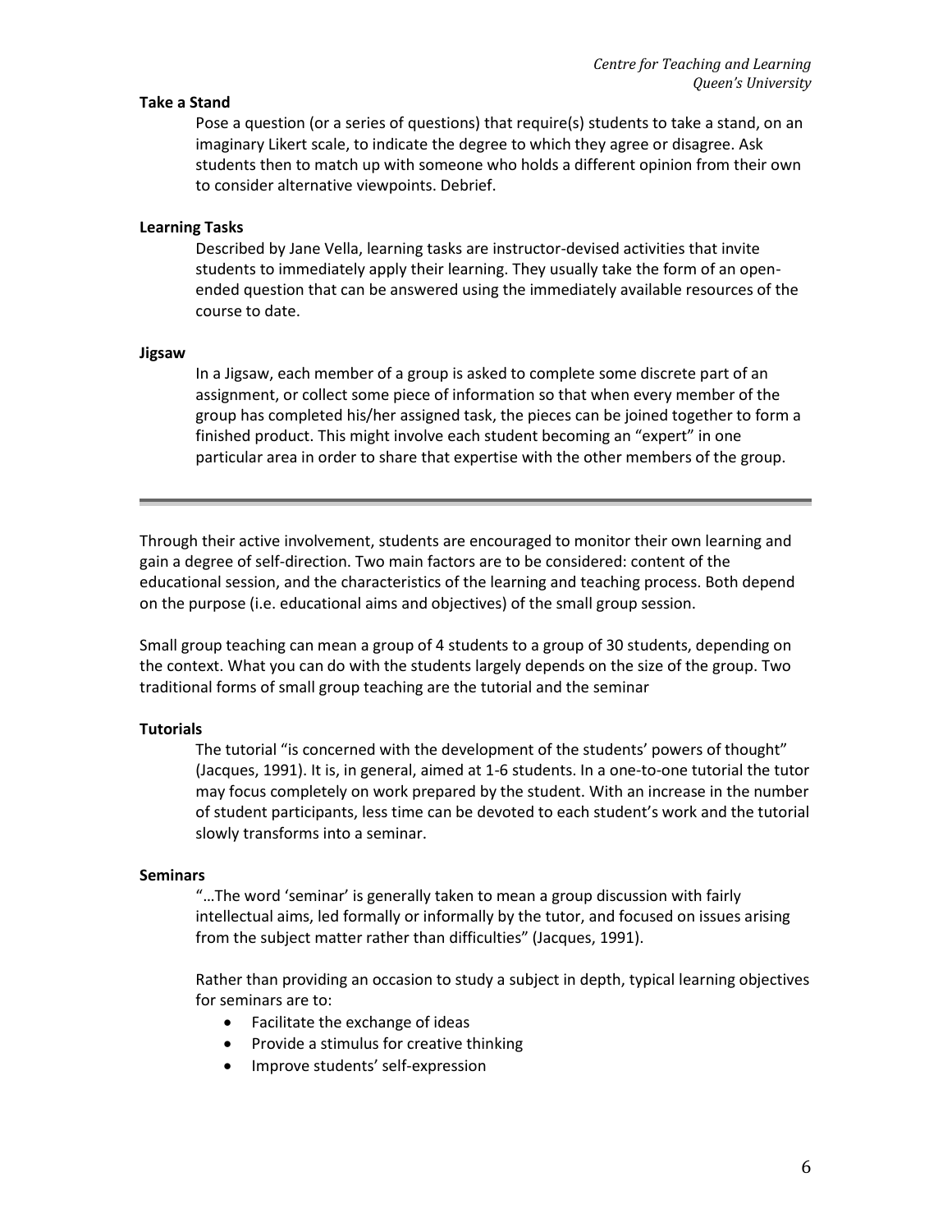**Take a Stand**

Pose a question (or a series of questions) that require(s) students to take a stand, on an imaginary Likert scale, to indicate the degree to which they agree or disagree. Ask students then to match up with someone who holds a different opinion from their own to consider alternative viewpoints. Debrief.

**Learning Tasks**

Described by Jane Vella, learning tasks are instructor-devised activities that invite students to immediately apply their learning. They usually take the form of an open-ended question that can be answered using the immediately available resources of the course to date.

**Jigsaw**

In a Jigsaw, each member of a group is asked to complete some discrete part of an assignment, or collect some piece of information so that when every member of the group has completed his/her assigned task, the pieces can be joined together to form a finished product. This might involve each student becoming an "expert" in one particular area in order to share that expertise with the other members of the group.

---

Through their active involvement, students are encouraged to monitor their own learning and gain a degree of self-direction. Two main factors are to be considered: content of the educational session, and the characteristics of the learning and teaching process. Both depend on the purpose (i.e. educational aims and objectives) of the small group session.

Small group teaching can mean a group of 4 students to a group of 30 students, depending on the context. What you can do with the students largely depends on the size of the group. Two traditional forms of small group teaching are the tutorial and the seminar

**Tutorials**

The tutorial "is concerned with the development of the students' powers of thought" (Jacques, 1991). It is, in general, aimed at 1-6 students. In a one-to-one tutorial the tutor may focus completely on work prepared by the student. With an increase in the number of student participants, less time can be devoted to each student's work and the tutorial slowly transforms into a seminar.

**Seminars**

"…The word 'seminar' is generally taken to mean a group discussion with fairly intellectual aims, led formally or informally by the tutor, and focused on issues arising from the subject matter rather than difficulties" (Jacques, 1991).

Rather than providing an occasion to study a subject in depth, typical learning objectives for seminars are to:

- Facilitate the exchange of ideas
- Provide a stimulus for creative thinking
- Improve students' self-expression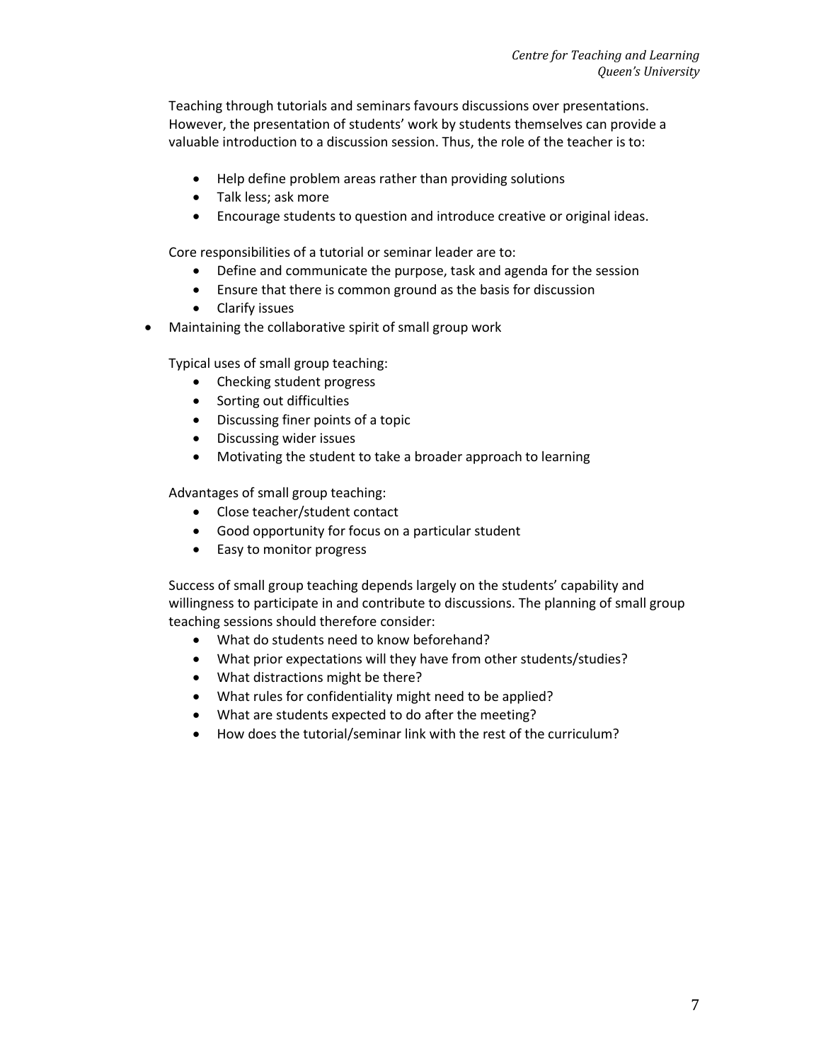Teaching through tutorials and seminars favours discussions over presentations. However, the presentation of students' work by students themselves can provide a valuable introduction to a discussion session. Thus, the role of the teacher is to:

- Help define problem areas rather than providing solutions
- Talk less; ask more
- Encourage students to question and introduce creative or original ideas.

Core responsibilities of a tutorial or seminar leader are to:

- Define and communicate the purpose, task and agenda for the session
- Ensure that there is common ground as the basis for discussion
- Clarify issues
- Maintaining the collaborative spirit of small group work

Typical uses of small group teaching:

- Checking student progress
- Sorting out difficulties
- Discussing finer points of a topic
- Discussing wider issues
- Motivating the student to take a broader approach to learning

Advantages of small group teaching:

- Close teacher/student contact
- Good opportunity for focus on a particular student
- Easy to monitor progress

Success of small group teaching depends largely on the students' capability and willingness to participate in and contribute to discussions. The planning of small group teaching sessions should therefore consider:

- What do students need to know beforehand?
- What prior expectations will they have from other students/studies?
- What distractions might be there?
- What rules for confidentiality might need to be applied?
- What are students expected to do after the meeting?
- How does the tutorial/seminar link with the rest of the curriculum?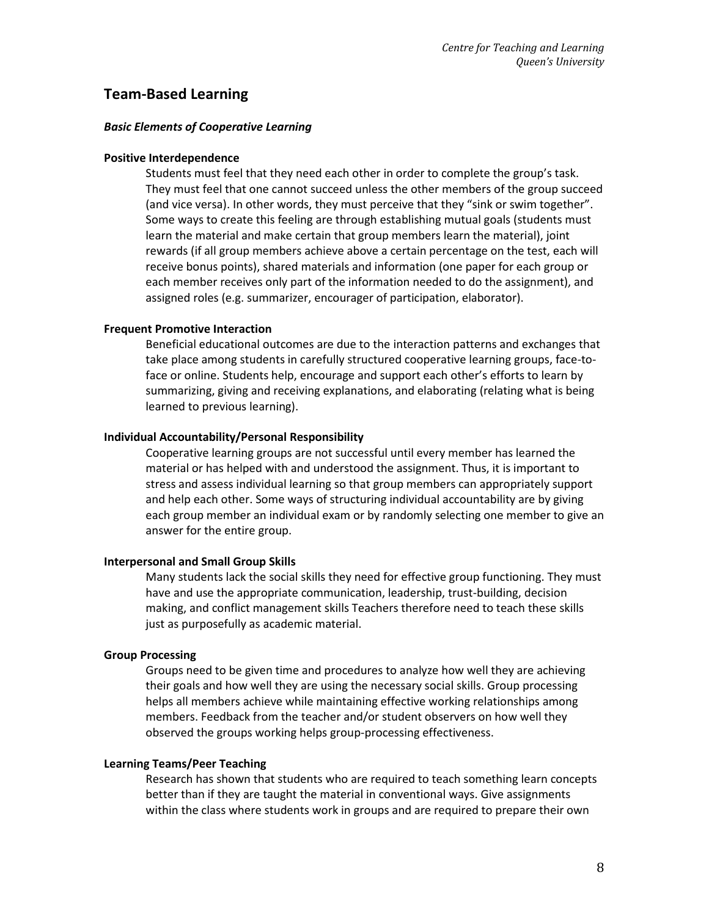## Team-Based Learning

### *Basic Elements of Cooperative Learning*

**Positive Interdependence**

Students must feel that they need each other in order to complete the group's task. They must feel that one cannot succeed unless the other members of the group succeed (and vice versa). In other words, they must perceive that they "sink or swim together". Some ways to create this feeling are through establishing mutual goals (students must learn the material and make certain that group members learn the material), joint rewards (if all group members achieve above a certain percentage on the test, each will receive bonus points), shared materials and information (one paper for each group or each member receives only part of the information needed to do the assignment), and assigned roles (e.g. summarizer, encourager of participation, elaborator).

**Frequent Promotive Interaction**

Beneficial educational outcomes are due to the interaction patterns and exchanges that take place among students in carefully structured cooperative learning groups, face-to-face or online. Students help, encourage and support each other's efforts to learn by summarizing, giving and receiving explanations, and elaborating (relating what is being learned to previous learning).

**Individual Accountability/Personal Responsibility**

Cooperative learning groups are not successful until every member has learned the material or has helped with and understood the assignment. Thus, it is important to stress and assess individual learning so that group members can appropriately support and help each other. Some ways of structuring individual accountability are by giving each group member an individual exam or by randomly selecting one member to give an answer for the entire group.

**Interpersonal and Small Group Skills**

Many students lack the social skills they need for effective group functioning. They must have and use the appropriate communication, leadership, trust-building, decision making, and conflict management skills Teachers therefore need to teach these skills just as purposefully as academic material.

**Group Processing**

Groups need to be given time and procedures to analyze how well they are achieving their goals and how well they are using the necessary social skills. Group processing helps all members achieve while maintaining effective working relationships among members. Feedback from the teacher and/or student observers on how well they observed the groups working helps group-processing effectiveness.

**Learning Teams/Peer Teaching**

Research has shown that students who are required to teach something learn concepts better than if they are taught the material in conventional ways. Give assignments within the class where students work in groups and are required to prepare their own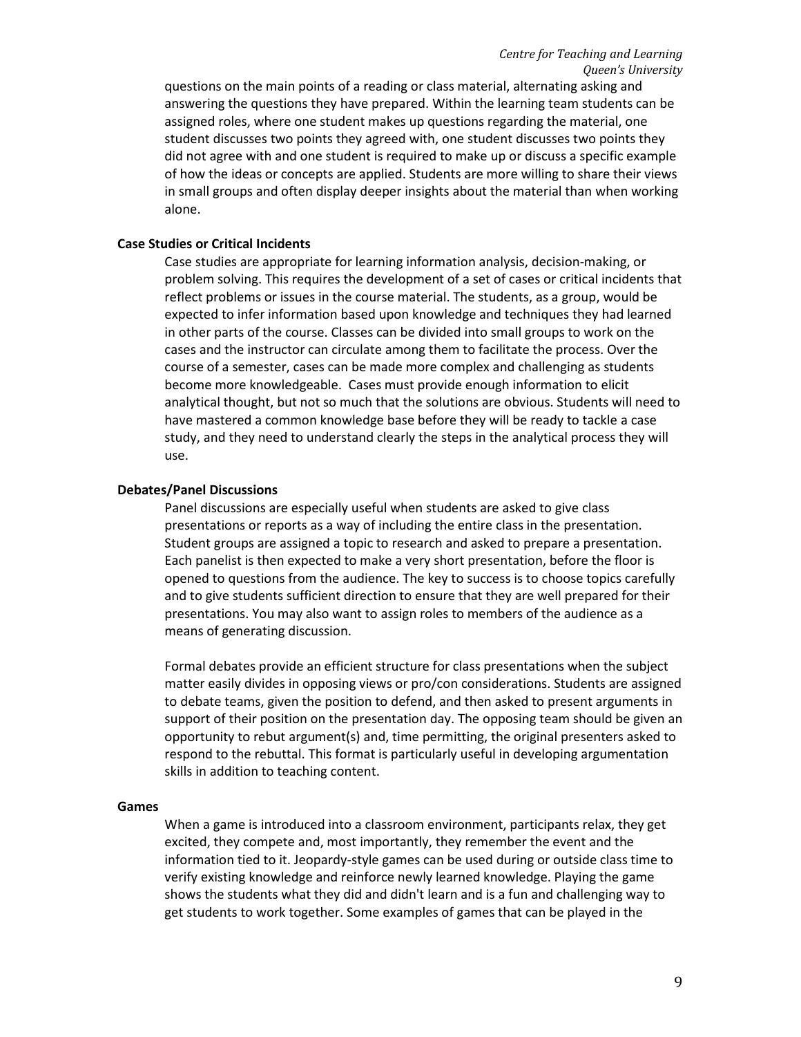questions on the main points of a reading or class material, alternating asking and answering the questions they have prepared. Within the learning team students can be assigned roles, where one student makes up questions regarding the material, one student discusses two points they agreed with, one student discusses two points they did not agree with and one student is required to make up or discuss a specific example of how the ideas or concepts are applied. Students are more willing to share their views in small groups and often display deeper insights about the material than when working alone.

**Case Studies or Critical Incidents**

Case studies are appropriate for learning information analysis, decision-making, or problem solving. This requires the development of a set of cases or critical incidents that reflect problems or issues in the course material. The students, as a group, would be expected to infer information based upon knowledge and techniques they had learned in other parts of the course. Classes can be divided into small groups to work on the cases and the instructor can circulate among them to facilitate the process. Over the course of a semester, cases can be made more complex and challenging as students become more knowledgeable. Cases must provide enough information to elicit analytical thought, but not so much that the solutions are obvious. Students will need to have mastered a common knowledge base before they will be ready to tackle a case study, and they need to understand clearly the steps in the analytical process they will use.

**Debates/Panel Discussions**

Panel discussions are especially useful when students are asked to give class presentations or reports as a way of including the entire class in the presentation. Student groups are assigned a topic to research and asked to prepare a presentation. Each panelist is then expected to make a very short presentation, before the floor is opened to questions from the audience. The key to success is to choose topics carefully and to give students sufficient direction to ensure that they are well prepared for their presentations. You may also want to assign roles to members of the audience as a means of generating discussion.

Formal debates provide an efficient structure for class presentations when the subject matter easily divides in opposing views or pro/con considerations. Students are assigned to debate teams, given the position to defend, and then asked to present arguments in support of their position on the presentation day. The opposing team should be given an opportunity to rebut argument(s) and, time permitting, the original presenters asked to respond to the rebuttal. This format is particularly useful in developing argumentation skills in addition to teaching content.

**Games**

When a game is introduced into a classroom environment, participants relax, they get excited, they compete and, most importantly, they remember the event and the information tied to it. Jeopardy-style games can be used during or outside class time to verify existing knowledge and reinforce newly learned knowledge. Playing the game shows the students what they did and didn't learn and is a fun and challenging way to get students to work together. Some examples of games that can be played in the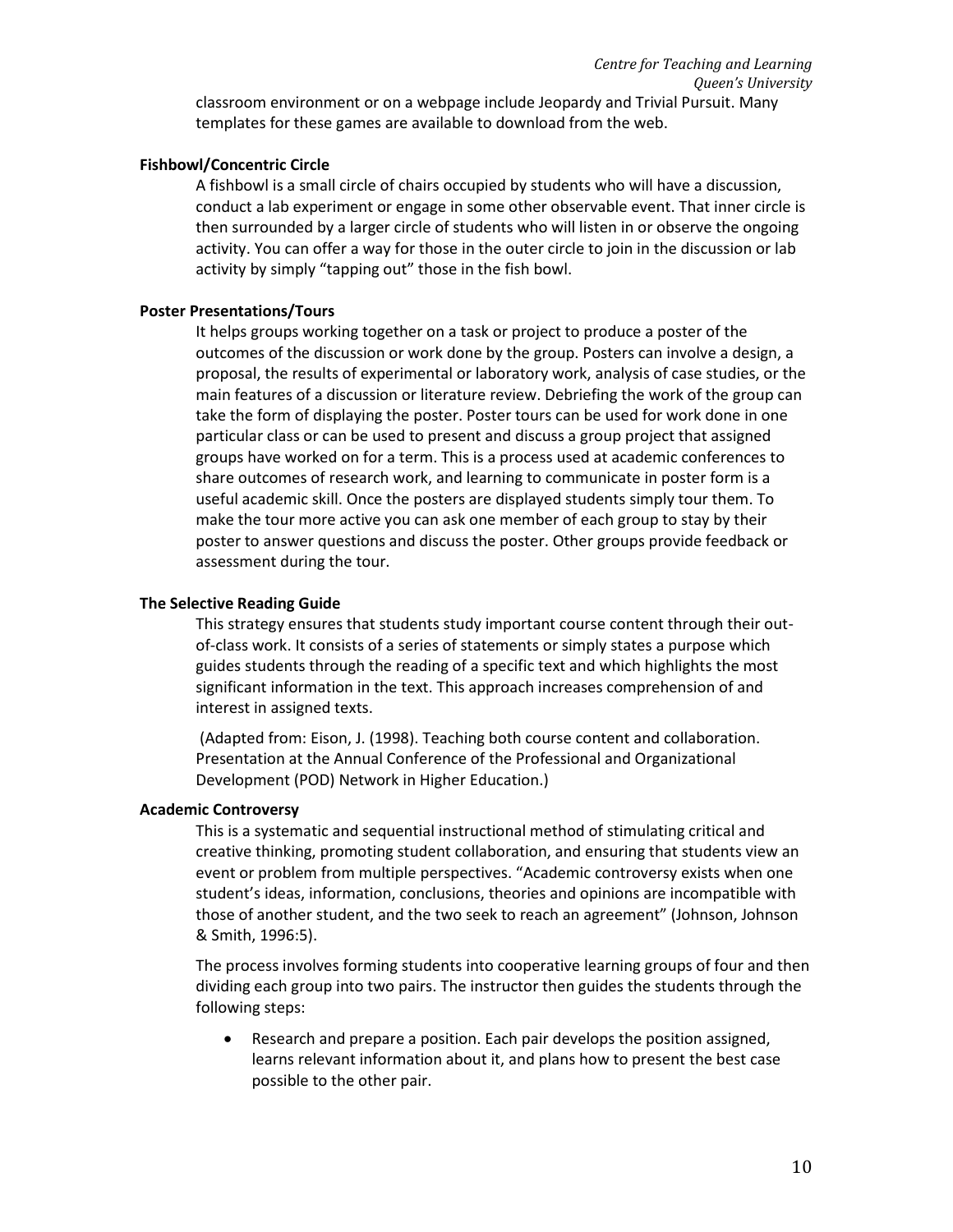classroom environment or on a webpage include Jeopardy and Trivial Pursuit. Many templates for these games are available to download from the web.

**Fishbowl/Concentric Circle**

A fishbowl is a small circle of chairs occupied by students who will have a discussion, conduct a lab experiment or engage in some other observable event. That inner circle is then surrounded by a larger circle of students who will listen in or observe the ongoing activity. You can offer a way for those in the outer circle to join in the discussion or lab activity by simply "tapping out" those in the fish bowl.

**Poster Presentations/Tours**

It helps groups working together on a task or project to produce a poster of the outcomes of the discussion or work done by the group. Posters can involve a design, a proposal, the results of experimental or laboratory work, analysis of case studies, or the main features of a discussion or literature review. Debriefing the work of the group can take the form of displaying the poster. Poster tours can be used for work done in one particular class or can be used to present and discuss a group project that assigned groups have worked on for a term. This is a process used at academic conferences to share outcomes of research work, and learning to communicate in poster form is a useful academic skill. Once the posters are displayed students simply tour them. To make the tour more active you can ask one member of each group to stay by their poster to answer questions and discuss the poster. Other groups provide feedback or assessment during the tour.

**The Selective Reading Guide**

This strategy ensures that students study important course content through their out-of-class work. It consists of a series of statements or simply states a purpose which guides students through the reading of a specific text and which highlights the most significant information in the text. This approach increases comprehension of and interest in assigned texts.

(Adapted from: Eison, J. (1998). Teaching both course content and collaboration. Presentation at the Annual Conference of the Professional and Organizational Development (POD) Network in Higher Education.)

**Academic Controversy**

This is a systematic and sequential instructional method of stimulating critical and creative thinking, promoting student collaboration, and ensuring that students view an event or problem from multiple perspectives. "Academic controversy exists when one student's ideas, information, conclusions, theories and opinions are incompatible with those of another student, and the two seek to reach an agreement" (Johnson, Johnson & Smith, 1996:5).

The process involves forming students into cooperative learning groups of four and then dividing each group into two pairs. The instructor then guides the students through the following steps:

- Research and prepare a position. Each pair develops the position assigned, learns relevant information about it, and plans how to present the best case possible to the other pair.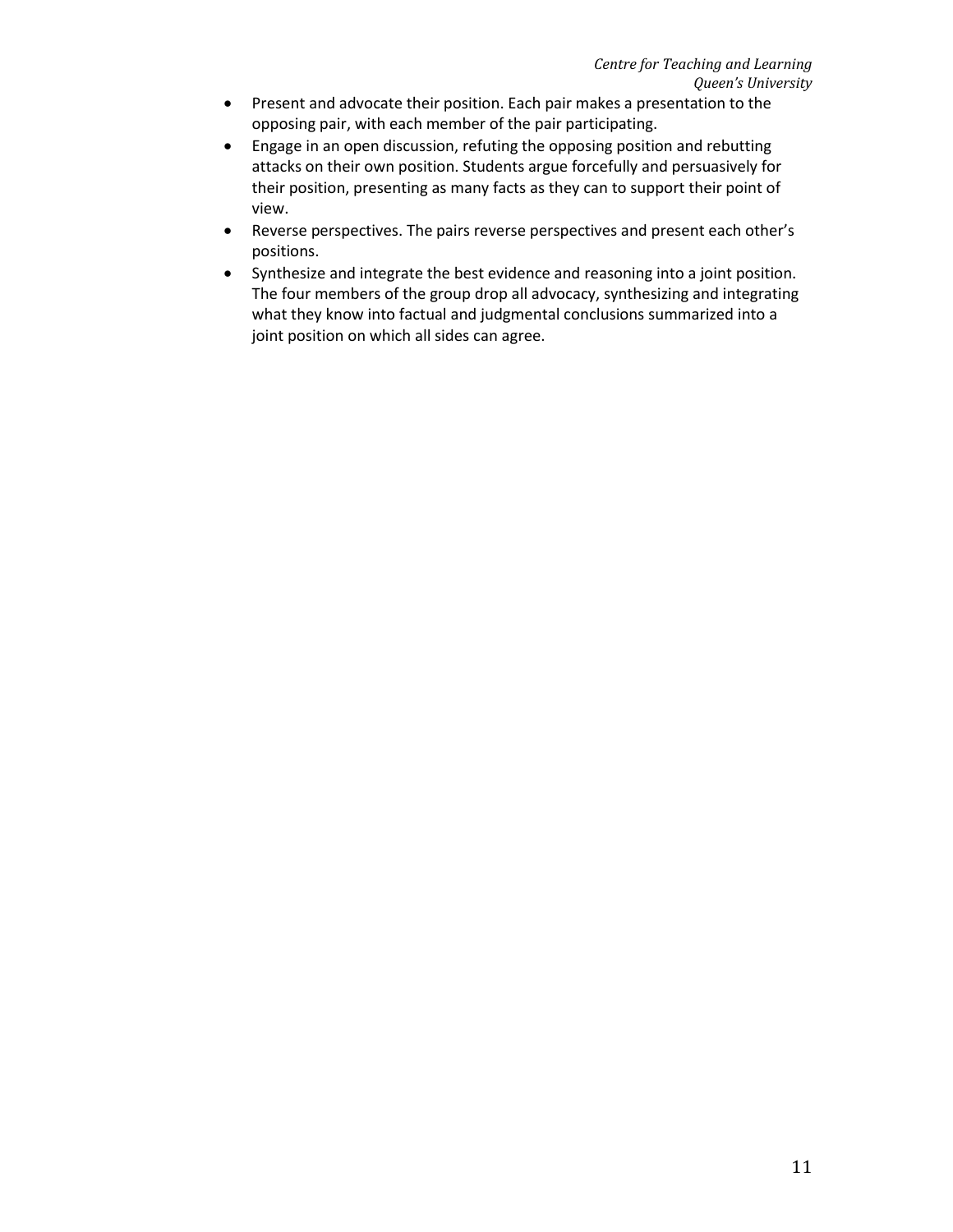- Present and advocate their position. Each pair makes a presentation to the opposing pair, with each member of the pair participating.
- Engage in an open discussion, refuting the opposing position and rebutting attacks on their own position. Students argue forcefully and persuasively for their position, presenting as many facts as they can to support their point of view.
- Reverse perspectives. The pairs reverse perspectives and present each other's positions.
- Synthesize and integrate the best evidence and reasoning into a joint position. The four members of the group drop all advocacy, synthesizing and integrating what they know into factual and judgmental conclusions summarized into a joint position on which all sides can agree.